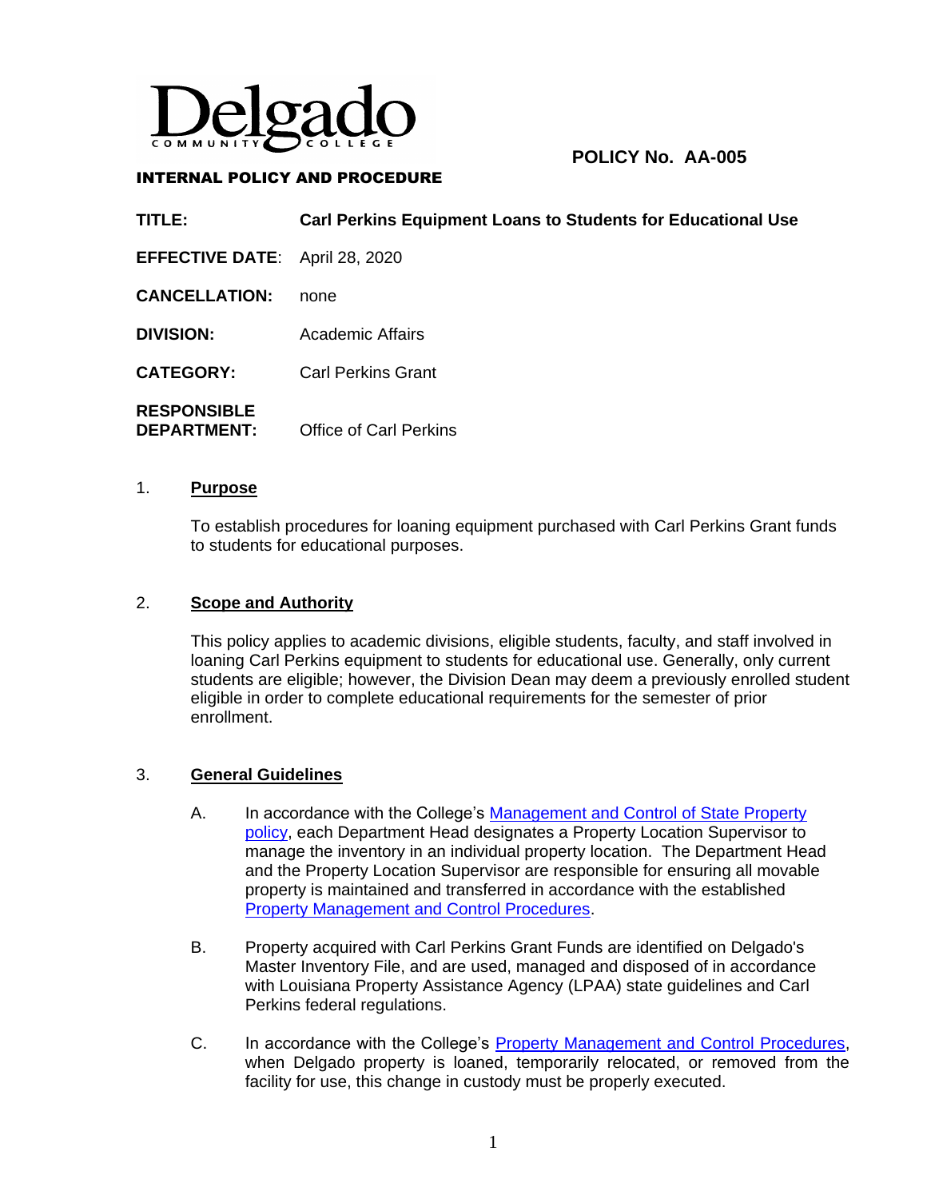Delgado Community College

**INTERNAL POLICY AND PROCEDURE**

**POLICY No. AA-005**

| | |
|---|---|
| **TITLE:** | **Carl Perkins Equipment Loans to Students for Educational Use** |
| **EFFECTIVE DATE:** | April 28, 2020 |
| **CANCELLATION:** | none |
| **DIVISION:** | Academic Affairs |
| **CATEGORY:** | Carl Perkins Grant |
| **RESPONSIBLE DEPARTMENT:** | Office of Carl Perkins |

## 1. Purpose

To establish procedures for loaning equipment purchased with Carl Perkins Grant funds to students for educational purposes.

## 2. Scope and Authority

This policy applies to academic divisions, eligible students, faculty, and staff involved in loaning Carl Perkins equipment to students for educational use. Generally, only current students are eligible; however, the Division Dean may deem a previously enrolled student eligible in order to complete educational requirements for the semester of prior enrollment.

## 3. General Guidelines

A. In accordance with the College's Management and Control of State Property policy, each Department Head designates a Property Location Supervisor to manage the inventory in an individual property location. The Department Head and the Property Location Supervisor are responsible for ensuring all movable property is maintained and transferred in accordance with the established Property Management and Control Procedures.

B. Property acquired with Carl Perkins Grant Funds are identified on Delgado's Master Inventory File, and are used, managed and disposed of in accordance with Louisiana Property Assistance Agency (LPAA) state guidelines and Carl Perkins federal regulations.

C. In accordance with the College's Property Management and Control Procedures, when Delgado property is loaned, temporarily relocated, or removed from the facility for use, this change in custody must be properly executed.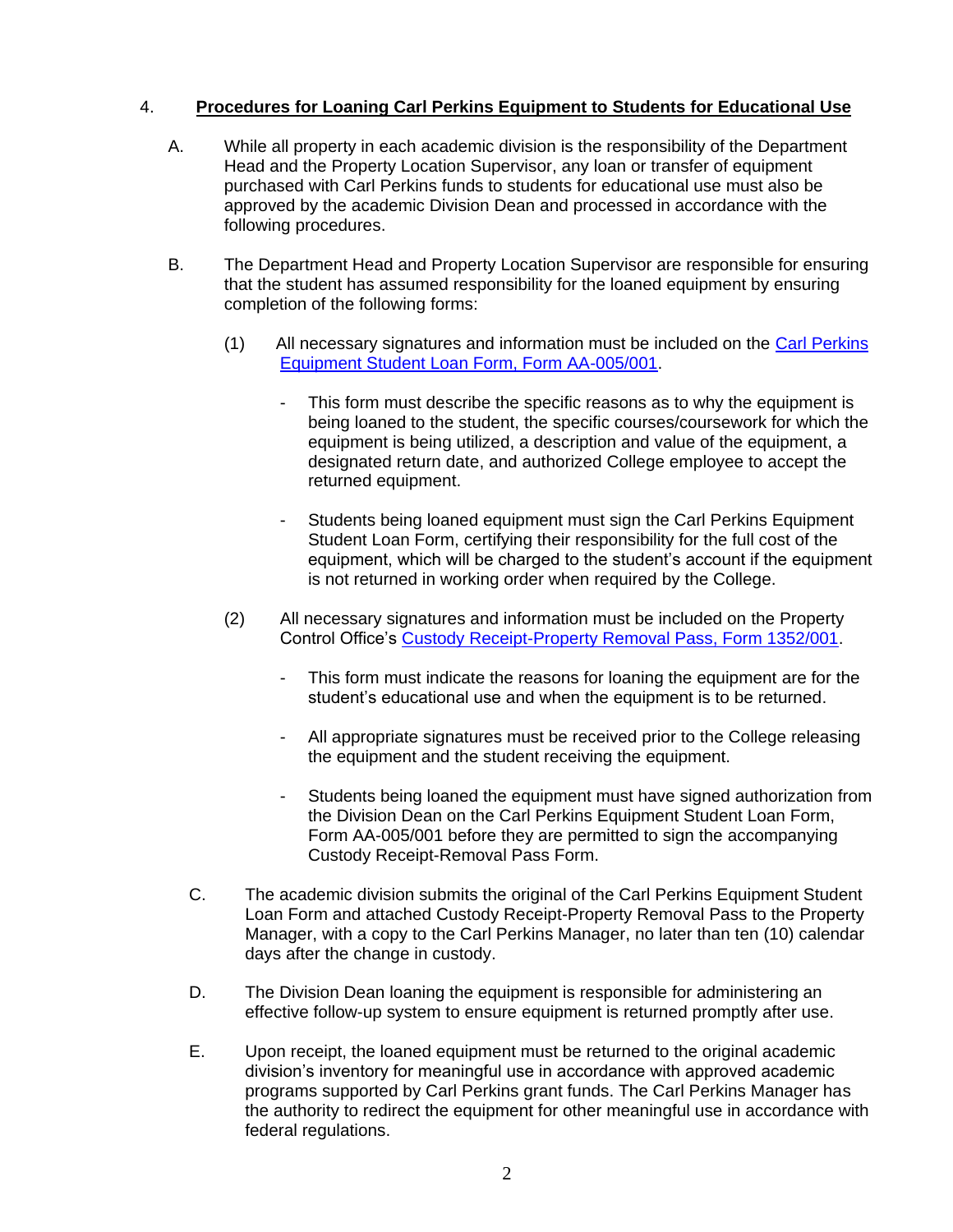4. **Procedures for Loaning Carl Perkins Equipment to Students for Educational Use**

A. While all property in each academic division is the responsibility of the Department Head and the Property Location Supervisor, any loan or transfer of equipment purchased with Carl Perkins funds to students for educational use must also be approved by the academic Division Dean and processed in accordance with the following procedures.

B. The Department Head and Property Location Supervisor are responsible for ensuring that the student has assumed responsibility for the loaned equipment by ensuring completion of the following forms:

(1) All necessary signatures and information must be included on the Carl Perkins Equipment Student Loan Form, Form AA-005/001.

- This form must describe the specific reasons as to why the equipment is being loaned to the student, the specific courses/coursework for which the equipment is being utilized, a description and value of the equipment, a designated return date, and authorized College employee to accept the returned equipment.

- Students being loaned equipment must sign the Carl Perkins Equipment Student Loan Form, certifying their responsibility for the full cost of the equipment, which will be charged to the student's account if the equipment is not returned in working order when required by the College.

(2) All necessary signatures and information must be included on the Property Control Office's Custody Receipt-Property Removal Pass, Form 1352/001.

- This form must indicate the reasons for loaning the equipment are for the student's educational use and when the equipment is to be returned.

- All appropriate signatures must be received prior to the College releasing the equipment and the student receiving the equipment.

- Students being loaned the equipment must have signed authorization from the Division Dean on the Carl Perkins Equipment Student Loan Form, Form AA-005/001 before they are permitted to sign the accompanying Custody Receipt-Removal Pass Form.

C. The academic division submits the original of the Carl Perkins Equipment Student Loan Form and attached Custody Receipt-Property Removal Pass to the Property Manager, with a copy to the Carl Perkins Manager, no later than ten (10) calendar days after the change in custody.

D. The Division Dean loaning the equipment is responsible for administering an effective follow-up system to ensure equipment is returned promptly after use.

E. Upon receipt, the loaned equipment must be returned to the original academic division's inventory for meaningful use in accordance with approved academic programs supported by Carl Perkins grant funds. The Carl Perkins Manager has the authority to redirect the equipment for other meaningful use in accordance with federal regulations.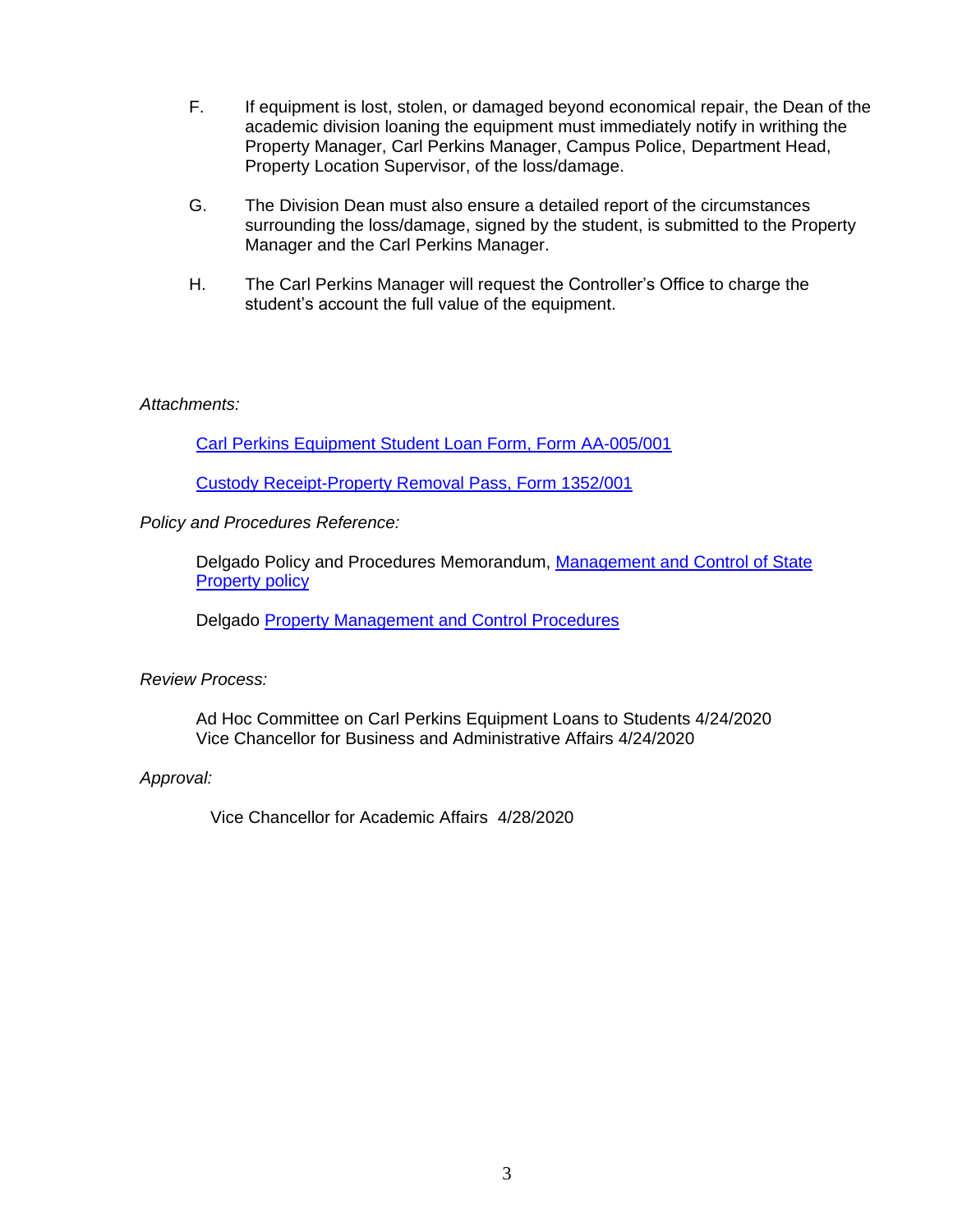F. If equipment is lost, stolen, or damaged beyond economical repair, the Dean of the academic division loaning the equipment must immediately notify in writhing the Property Manager, Carl Perkins Manager, Campus Police, Department Head, Property Location Supervisor, of the loss/damage.

G. The Division Dean must also ensure a detailed report of the circumstances surrounding the loss/damage, signed by the student, is submitted to the Property Manager and the Carl Perkins Manager.

H. The Carl Perkins Manager will request the Controller's Office to charge the student's account the full value of the equipment.

*Attachments:*

Carl Perkins Equipment Student Loan Form, Form AA-005/001

Custody Receipt-Property Removal Pass, Form 1352/001

*Policy and Procedures Reference:*

Delgado Policy and Procedures Memorandum, Management and Control of State Property policy

Delgado Property Management and Control Procedures

*Review Process:*

Ad Hoc Committee on Carl Perkins Equipment Loans to Students 4/24/2020
Vice Chancellor for Business and Administrative Affairs 4/24/2020

*Approval:*

Vice Chancellor for Academic Affairs 4/28/2020